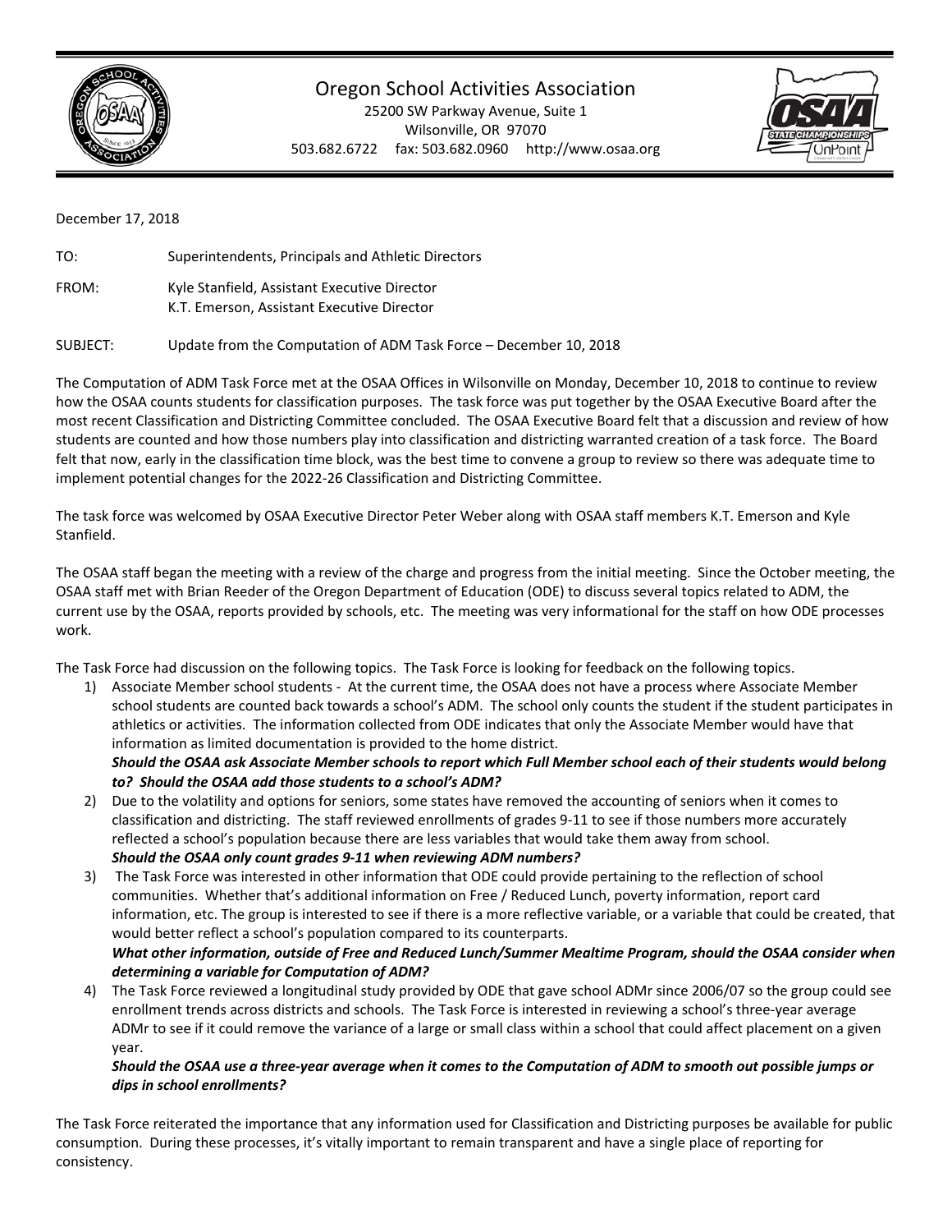# Oregon School Activities Association

25200 SW Parkway Avenue, Suite 1
Wilsonville, OR 97070
503.682.6722 fax: 503.682.0960 http://www.osaa.org

December 17, 2018

TO: Superintendents, Principals and Athletic Directors

FROM: Kyle Stanfield, Assistant Executive Director
K.T. Emerson, Assistant Executive Director

SUBJECT: Update from the Computation of ADM Task Force – December 10, 2018

The Computation of ADM Task Force met at the OSAA Offices in Wilsonville on Monday, December 10, 2018 to continue to review how the OSAA counts students for classification purposes. The task force was put together by the OSAA Executive Board after the most recent Classification and Districting Committee concluded. The OSAA Executive Board felt that a discussion and review of how students are counted and how those numbers play into classification and districting warranted creation of a task force. The Board felt that now, early in the classification time block, was the best time to convene a group to review so there was adequate time to implement potential changes for the 2022-26 Classification and Districting Committee.

The task force was welcomed by OSAA Executive Director Peter Weber along with OSAA staff members K.T. Emerson and Kyle Stanfield.

The OSAA staff began the meeting with a review of the charge and progress from the initial meeting. Since the October meeting, the OSAA staff met with Brian Reeder of the Oregon Department of Education (ODE) to discuss several topics related to ADM, the current use by the OSAA, reports provided by schools, etc. The meeting was very informational for the staff on how ODE processes work.

The Task Force had discussion on the following topics. The Task Force is looking for feedback on the following topics.

1) Associate Member school students - At the current time, the OSAA does not have a process where Associate Member school students are counted back towards a school's ADM. The school only counts the student if the student participates in athletics or activities. The information collected from ODE indicates that only the Associate Member would have that information as limited documentation is provided to the home district.
   ***Should the OSAA ask Associate Member schools to report which Full Member school each of their students would belong to? Should the OSAA add those students to a school's ADM?***
2) Due to the volatility and options for seniors, some states have removed the accounting of seniors when it comes to classification and districting. The staff reviewed enrollments of grades 9-11 to see if those numbers more accurately reflected a school's population because there are less variables that would take them away from school.
   ***Should the OSAA only count grades 9-11 when reviewing ADM numbers?***
3) The Task Force was interested in other information that ODE could provide pertaining to the reflection of school communities. Whether that's additional information on Free / Reduced Lunch, poverty information, report card information, etc. The group is interested to see if there is a more reflective variable, or a variable that could be created, that would better reflect a school's population compared to its counterparts.
   ***What other information, outside of Free and Reduced Lunch/Summer Mealtime Program, should the OSAA consider when determining a variable for Computation of ADM?***
4) The Task Force reviewed a longitudinal study provided by ODE that gave school ADMr since 2006/07 so the group could see enrollment trends across districts and schools. The Task Force is interested in reviewing a school's three-year average ADMr to see if it could remove the variance of a large or small class within a school that could affect placement on a given year.
   ***Should the OSAA use a three-year average when it comes to the Computation of ADM to smooth out possible jumps or dips in school enrollments?***

The Task Force reiterated the importance that any information used for Classification and Districting purposes be available for public consumption. During these processes, it's vitally important to remain transparent and have a single place of reporting for consistency.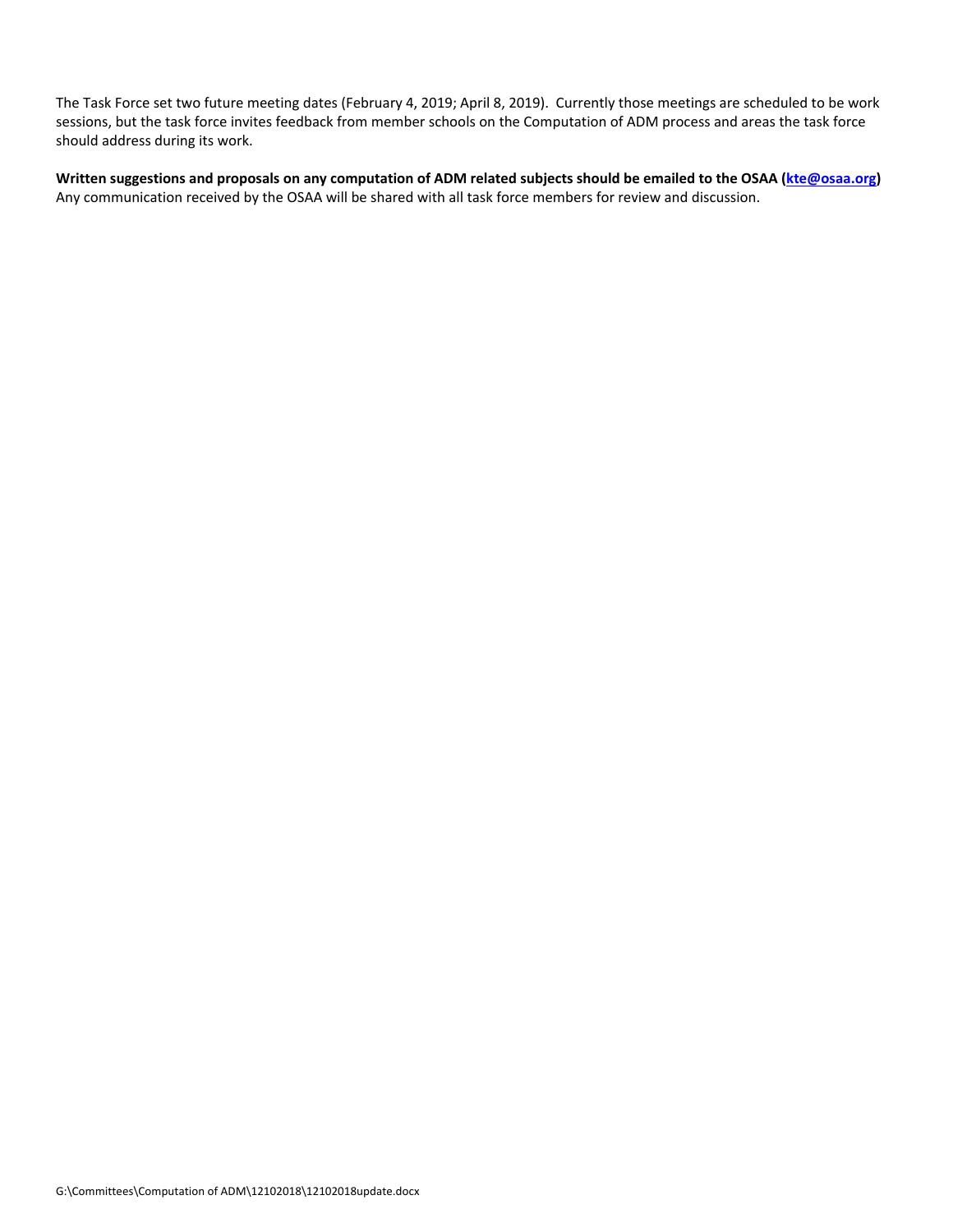The Task Force set two future meeting dates (February 4, 2019; April 8, 2019). Currently those meetings are scheduled to be work sessions, but the task force invites feedback from member schools on the Computation of ADM process and areas the task force should address during its work.

**Written suggestions and proposals on any computation of ADM related subjects should be emailed to the OSAA (kte@osaa.org)**
Any communication received by the OSAA will be shared with all task force members for review and discussion.